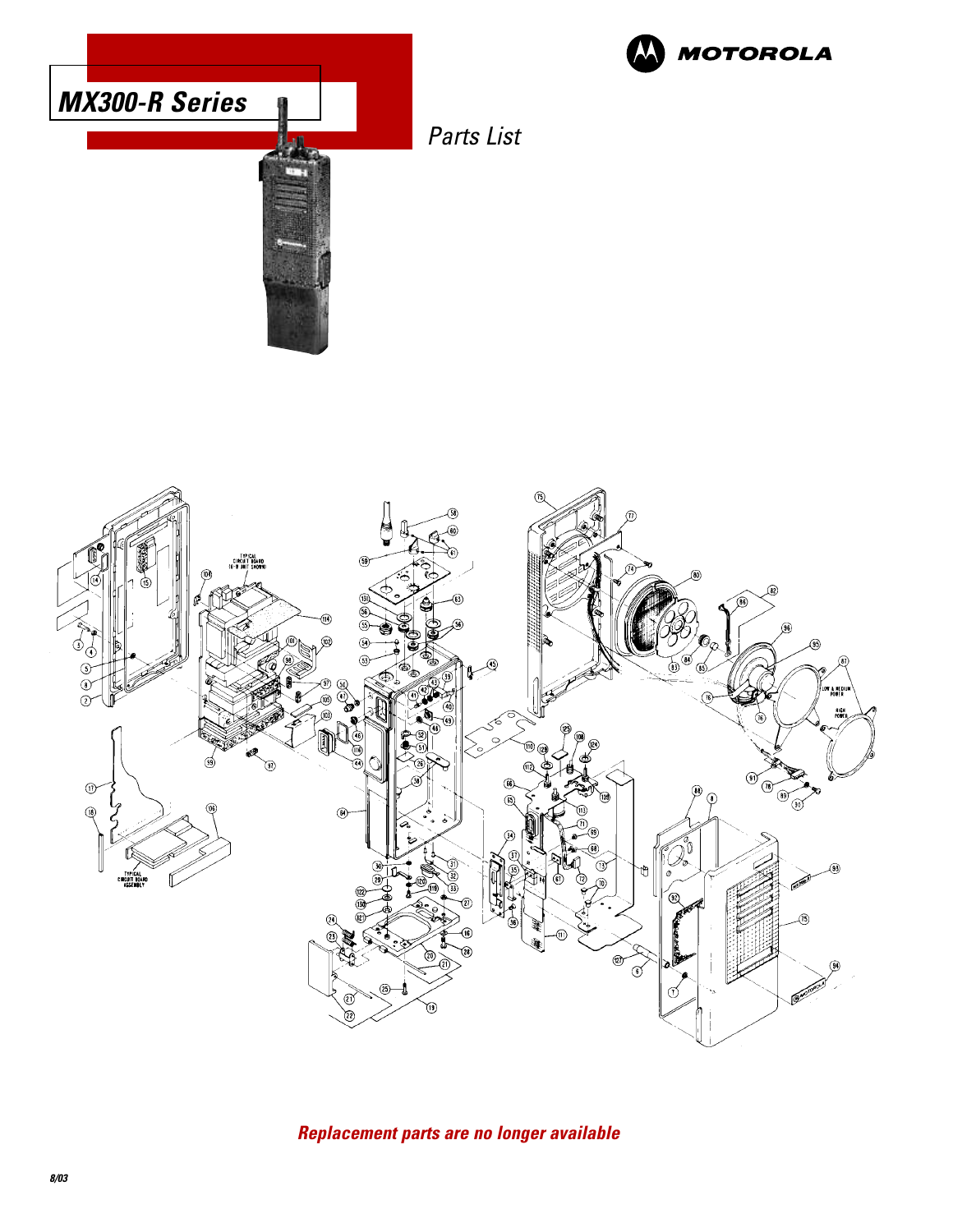# MX300-R Series

MOTOROLA

*Parts List*

***Replacement parts are no longer available***

8/03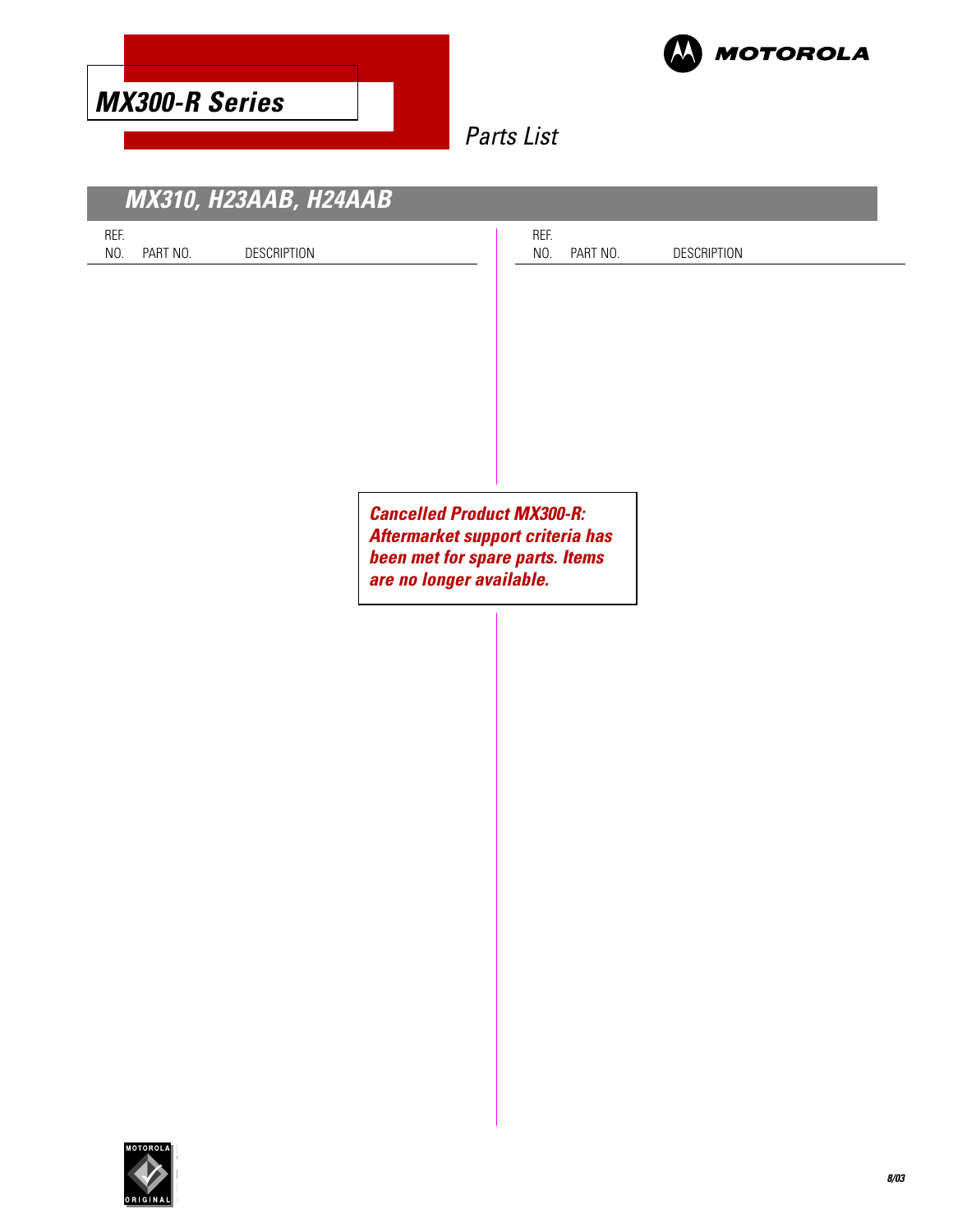# MX300-R Series

Parts List

## MX310, H23AAB, H24AAB

| REF. NO. | PART NO. | DESCRIPTION |
|---|---|---|

**Cancelled Product MX300-R: Aftermarket support criteria has been met for spare parts. Items are no longer available.**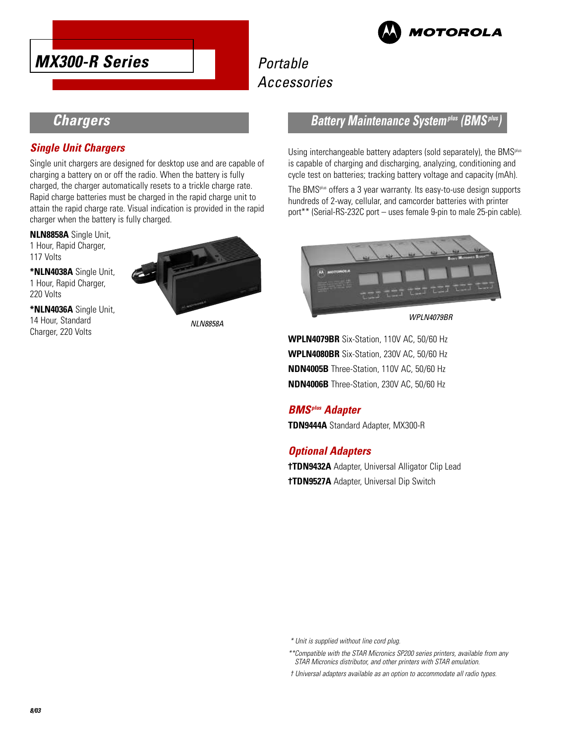# MX300-R Series

Portable Accessories

## Chargers

### Single Unit Chargers

Single unit chargers are designed for desktop use and are capable of charging a battery on or off the radio. When the battery is fully charged, the charger automatically resets to a trickle charge rate. Rapid charge batteries must be charged in the rapid charge unit to attain the rapid charge rate. Visual indication is provided in the rapid charger when the battery is fully charged.

**NLN8858A** Single Unit, 1 Hour, Rapid Charger, 117 Volts

***NLN4038A** Single Unit, 1 Hour, Rapid Charger, 220 Volts

***NLN4036A** Single Unit, 14 Hour, Standard Charger, 220 Volts

*NLN8858A*

## Battery Maintenance System plus (BMS plus)

Using interchangeable battery adapters (sold separately), the BMSplus is capable of charging and discharging, analyzing, conditioning and cycle test on batteries; tracking battery voltage and capacity (mAh).

The BMSplus offers a 3 year warranty. Its easy-to-use design supports hundreds of 2-way, cellular, and camcorder batteries with printer port** (Serial-RS-232C port – uses female 9-pin to male 25-pin cable).

*WPLN4079BR*

**WPLN4079BR** Six-Station, 110V AC, 50/60 Hz

**WPLN4080BR** Six-Station, 230V AC, 50/60 Hz

**NDN4005B** Three-Station, 110V AC, 50/60 Hz

**NDN4006B** Three-Station, 230V AC, 50/60 Hz

### BMSplus Adapter

**TDN9444A** Standard Adapter, MX300-R

### Optional Adapters

**†TDN9432A** Adapter, Universal Alligator Clip Lead

**†TDN9527A** Adapter, Universal Dip Switch

*\* Unit is supplied without line cord plug.*

*\*\*Compatible with the STAR Micronics SP200 series printers, available from any STAR Micronics distributor, and other printers with STAR emulation.*

*† Universal adapters available as an option to accommodate all radio types.*

8/03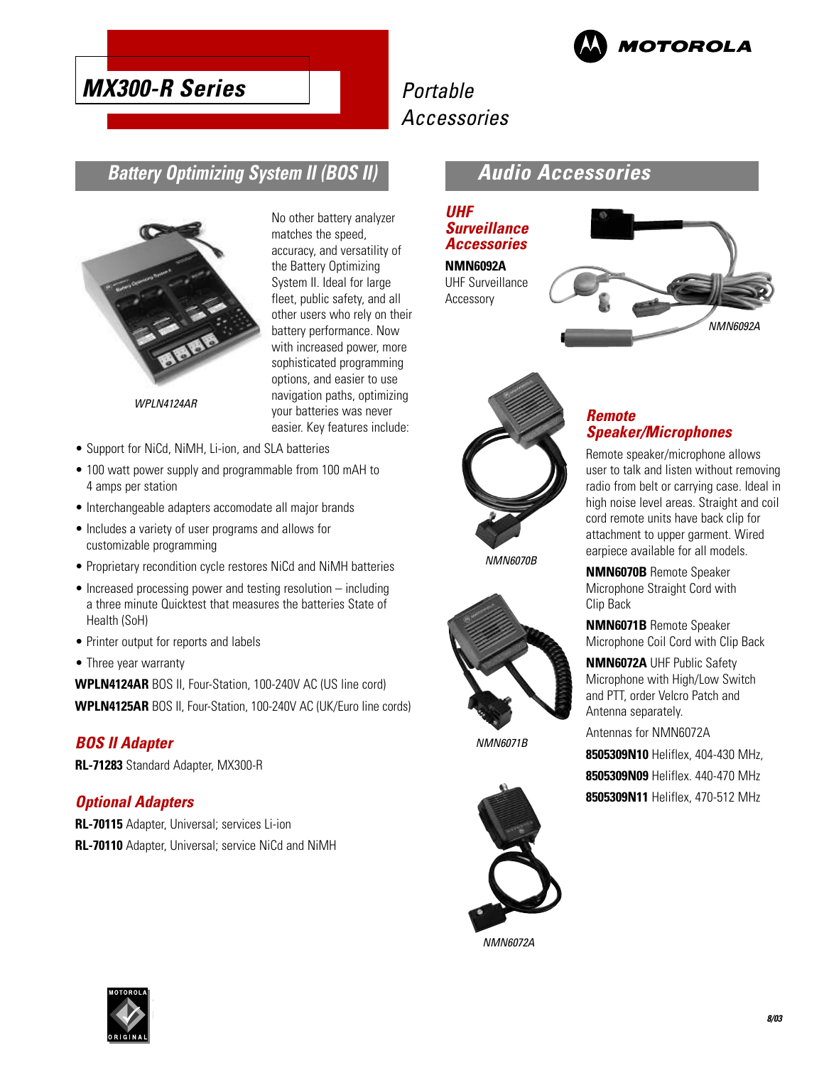# MX300-R Series

## Portable Accessories

## Battery Optimizing System II (BOS II)

WPLN4124AR

No other battery analyzer matches the speed, accuracy, and versatility of the Battery Optimizing System II. Ideal for large fleet, public safety, and all other users who rely on their battery performance. Now with increased power, more sophisticated programming options, and easier to use navigation paths, optimizing your batteries was never easier. Key features include:

- Support for NiCd, NiMH, Li-ion, and SLA batteries
- 100 watt power supply and programmable from 100 mAH to 4 amps per station
- Interchangeable adapters accomodate all major brands
- Includes a variety of user programs and allows for customizable programming
- Proprietary recondition cycle restores NiCd and NiMH batteries
- Increased processing power and testing resolution – including a three minute Quicktest that measures the batteries State of Health (SoH)
- Printer output for reports and labels
- Three year warranty

**WPLN4124AR** BOS II, Four-Station, 100-240V AC (US line cord)

**WPLN4125AR** BOS II, Four-Station, 100-240V AC (UK/Euro line cords)

### BOS II Adapter

**RL-71283** Standard Adapter, MX300-R

### Optional Adapters

**RL-70115** Adapter, Universal; services Li-ion

**RL-70110** Adapter, Universal; service NiCd and NiMH

## Audio Accessories

### UHF Surveillance Accessories

**NMN6092A**
UHF Surveillance Accessory

NMN6092A

### Remote Speaker/Microphones

Remote speaker/microphone allows user to talk and listen without removing radio from belt or carrying case. Ideal in high noise level areas. Straight and coil cord remote units have back clip for attachment to upper garment. Wired earpiece available for all models.

**NMN6070B** Remote Speaker Microphone Straight Cord with Clip Back

**NMN6071B** Remote Speaker Microphone Coil Cord with Clip Back

**NMN6072A** UHF Public Safety Microphone with High/Low Switch and PTT, order Velcro Patch and Antenna separately.

Antennas for NMN6072A

**8505309N10** Heliflex, 404-430 MHz,

**8505309N09** Heliflex. 440-470 MHz

**8505309N11** Heliflex, 470-512 MHz

NMN6070B

NMN6071B

NMN6072A

8/03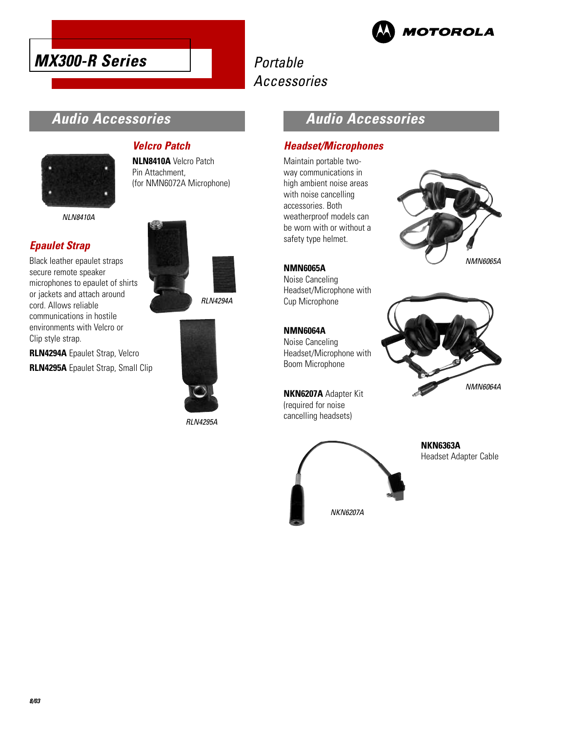# MX300-R Series

Portable Accessories

## Audio Accessories

### Velcro Patch

**NLN8410A** Velcro Patch Pin Attachment, (for NMN6072A Microphone)

NLN8410A

### Epaulet Strap

Black leather epaulet straps secure remote speaker microphones to epaulet of shirts or jackets and attach around cord. Allows reliable communications in hostile environments with Velcro or Clip style strap.

**RLN4294A** Epaulet Strap, Velcro

**RLN4295A** Epaulet Strap, Small Clip

RLN4294A

RLN4295A

## Audio Accessories

### Headset/Microphones

Maintain portable two-way communications in high ambient noise areas with noise cancelling accessories. Both weatherproof models can be worn with or without a safety type helmet.

**NMN6065A**
Noise Canceling Headset/Microphone with Cup Microphone

NMN6065A

**NMN6064A**
Noise Canceling Headset/Microphone with Boom Microphone

NMN6064A

**NKN6207A** Adapter Kit (required for noise cancelling headsets)

**NKN6363A**
Headset Adapter Cable

NKN6207A

8/03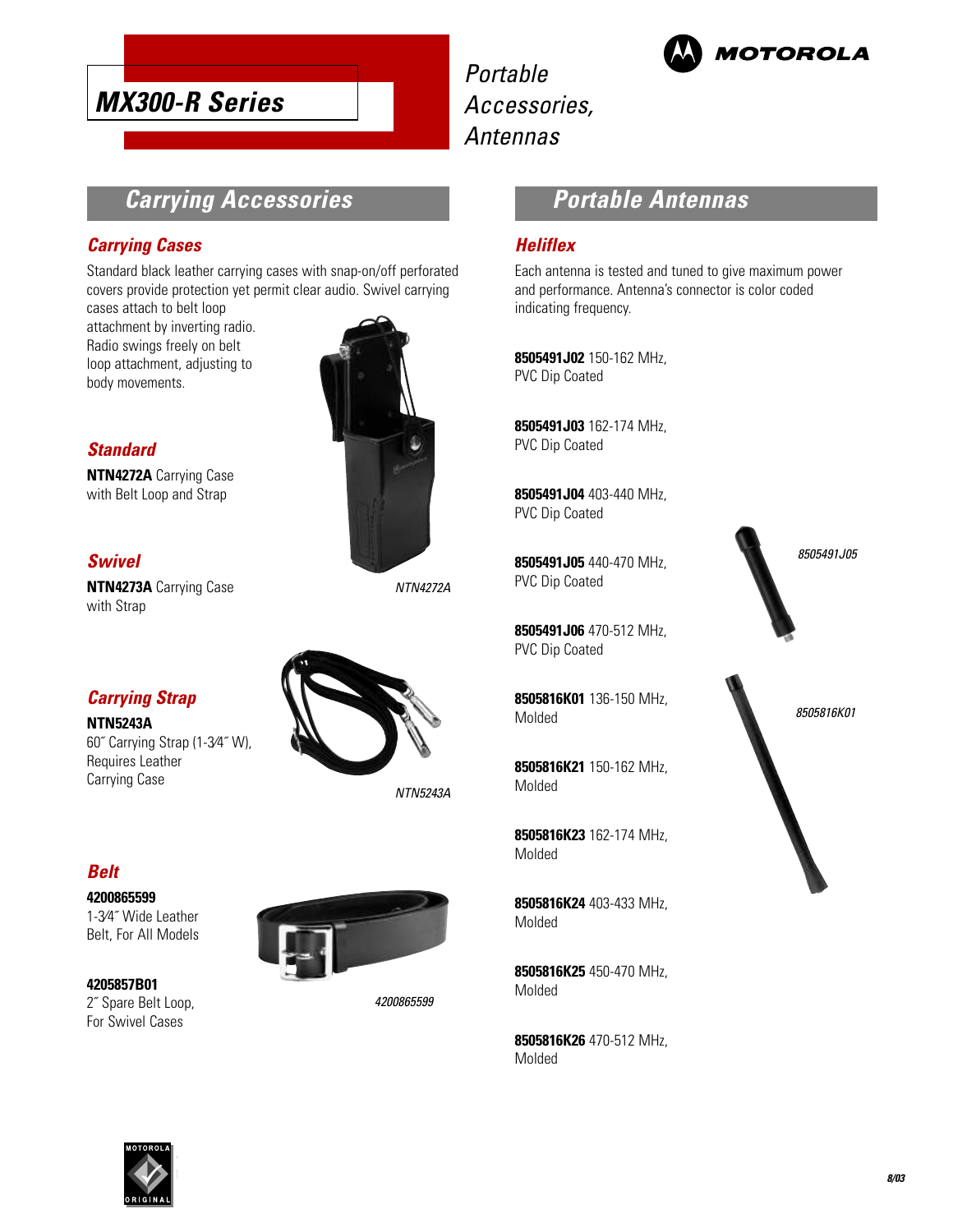# MX300-R Series

Portable Accessories, Antennas

## Carrying Accessories

### Carrying Cases

Standard black leather carrying cases with snap-on/off perforated covers provide protection yet permit clear audio. Swivel carrying cases attach to belt loop attachment by inverting radio. Radio swings freely on belt loop attachment, adjusting to body movements.

### Standard

**NTN4272A** Carrying Case with Belt Loop and Strap

*NTN4272A*

### Swivel

**NTN4273A** Carrying Case with Strap

### Carrying Strap

**NTN5243A**
60˝ Carrying Strap (1-3⁄4˝ W), Requires Leather Carrying Case

*NTN5243A*

### Belt

**4200865599**
1-3⁄4˝ Wide Leather Belt, For All Models

**4205857B01**
2˝ Spare Belt Loop, For Swivel Cases

*4200865599*

## Portable Antennas

### Heliflex

Each antenna is tested and tuned to give maximum power and performance. Antenna's connector is color coded indicating frequency.

**8505491J02** 150-162 MHz, PVC Dip Coated

**8505491J03** 162-174 MHz, PVC Dip Coated

**8505491J04** 403-440 MHz, PVC Dip Coated

**8505491J05** 440-470 MHz, PVC Dip Coated

**8505491J06** 470-512 MHz, PVC Dip Coated

**8505816K01** 136-150 MHz, Molded

**8505816K21** 150-162 MHz, Molded

**8505816K23** 162-174 MHz, Molded

**8505816K24** 403-433 MHz, Molded

**8505816K25** 450-470 MHz, Molded

**8505816K26** 470-512 MHz, Molded

*8505491J05*

*8505816K01*

8/03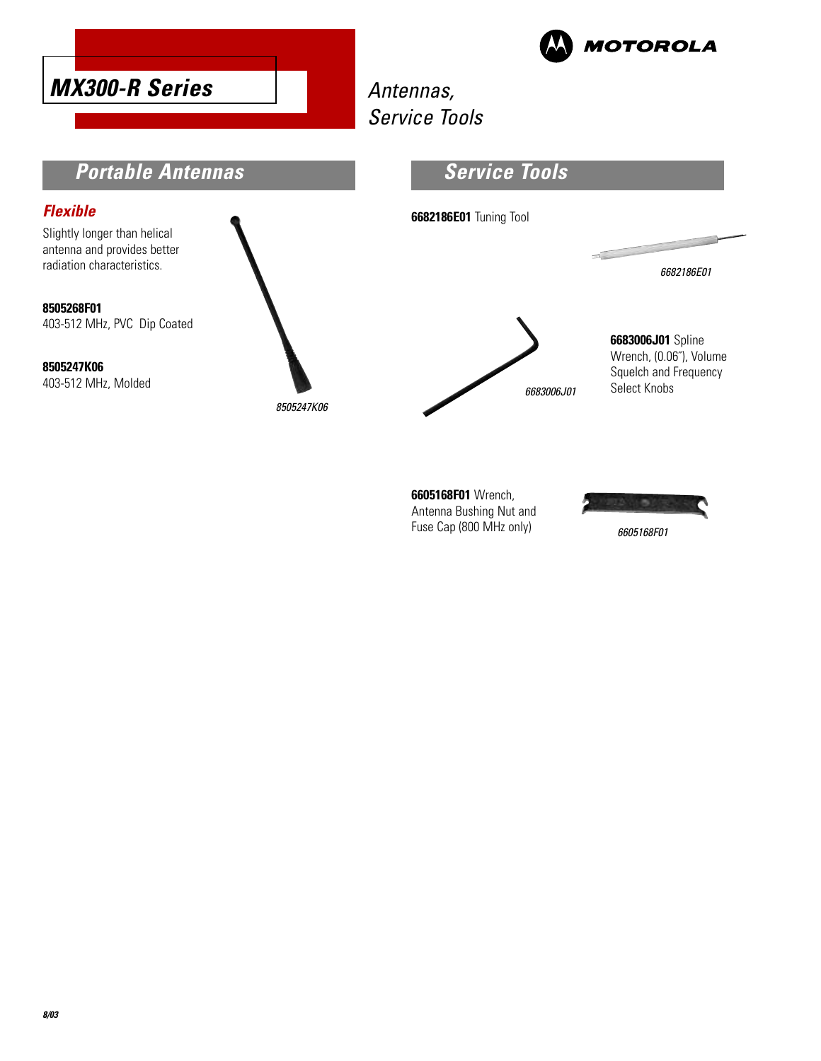# MX300-R Series

Antennas,
Service Tools

## Portable Antennas

### Flexible

Slightly longer than helical antenna and provides better radiation characteristics.

**8505268F01**
403-512 MHz, PVC Dip Coated

**8505247K06**
403-512 MHz, Molded

*8505247K06*

## Service Tools

**6682186E01** Tuning Tool

*6682186E01*

**6683006J01** Spline Wrench, (0.06˝), Volume Squelch and Frequency Select Knobs

*6683006J01*

**6605168F01** Wrench, Antenna Bushing Nut and Fuse Cap (800 MHz only)

*6605168F01*

*8/03*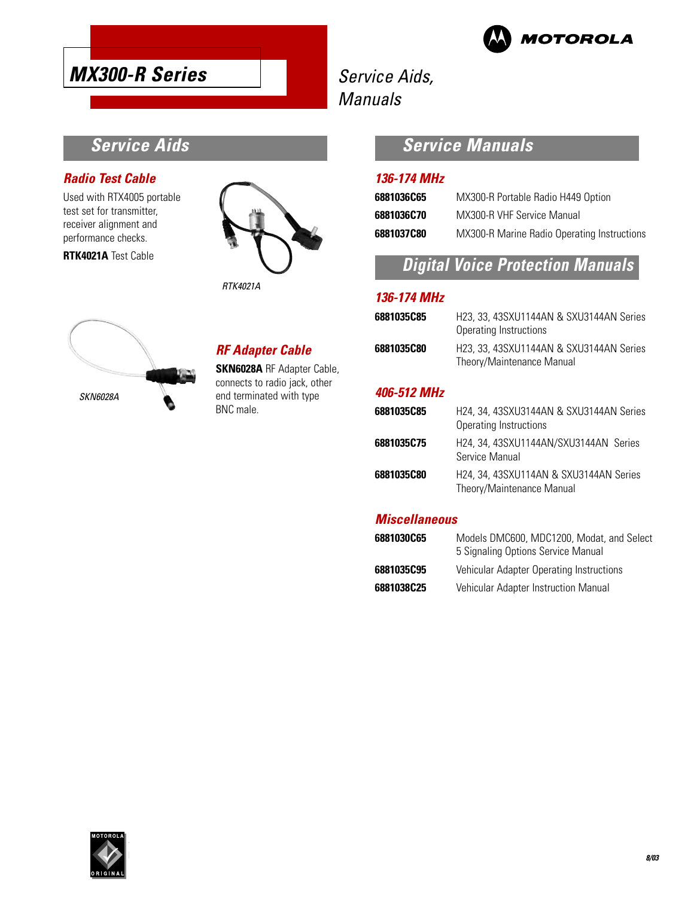# MX300-R Series

Service Aids, Manuals

## Service Aids

### Radio Test Cable

Used with RTX4005 portable test set for transmitter, receiver alignment and performance checks.

**RTK4021A** Test Cable

*RTK4021A*

### RF Adapter Cable

**SKN6028A** RF Adapter Cable, connects to radio jack, other end terminated with type BNC male.

*SKN6028A*

## Service Manuals

### 136-174 MHz

| | |
|---|---|
| **6881036C65** | MX300-R Portable Radio H449 Option |
| **6881036C70** | MX300-R VHF Service Manual |
| **6881037C80** | MX300-R Marine Radio Operating Instructions |

## Digital Voice Protection Manuals

### 136-174 MHz

| | |
|---|---|
| **6881035C85** | H23, 33, 43SXU1144AN & SXU3144AN Series Operating Instructions |
| **6881035C80** | H23, 33, 43SXU1144AN & SXU3144AN Series Theory/Maintenance Manual |

### 406-512 MHz

| | |
|---|---|
| **6881035C85** | H24, 34, 43SXU3144AN & SXU3144AN Series Operating Instructions |
| **6881035C75** | H24, 34, 43SXU1144AN/SXU3144AN Series Service Manual |
| **6881035C80** | H24, 34, 43SXU114AN & SXU3144AN Series Theory/Maintenance Manual |

### Miscellaneous

| | |
|---|---|
| **6881030C65** | Models DMC600, MDC1200, Modat, and Select 5 Signaling Options Service Manual |
| **6881035C95** | Vehicular Adapter Operating Instructions |
| **6881038C25** | Vehicular Adapter Instruction Manual |

8/03